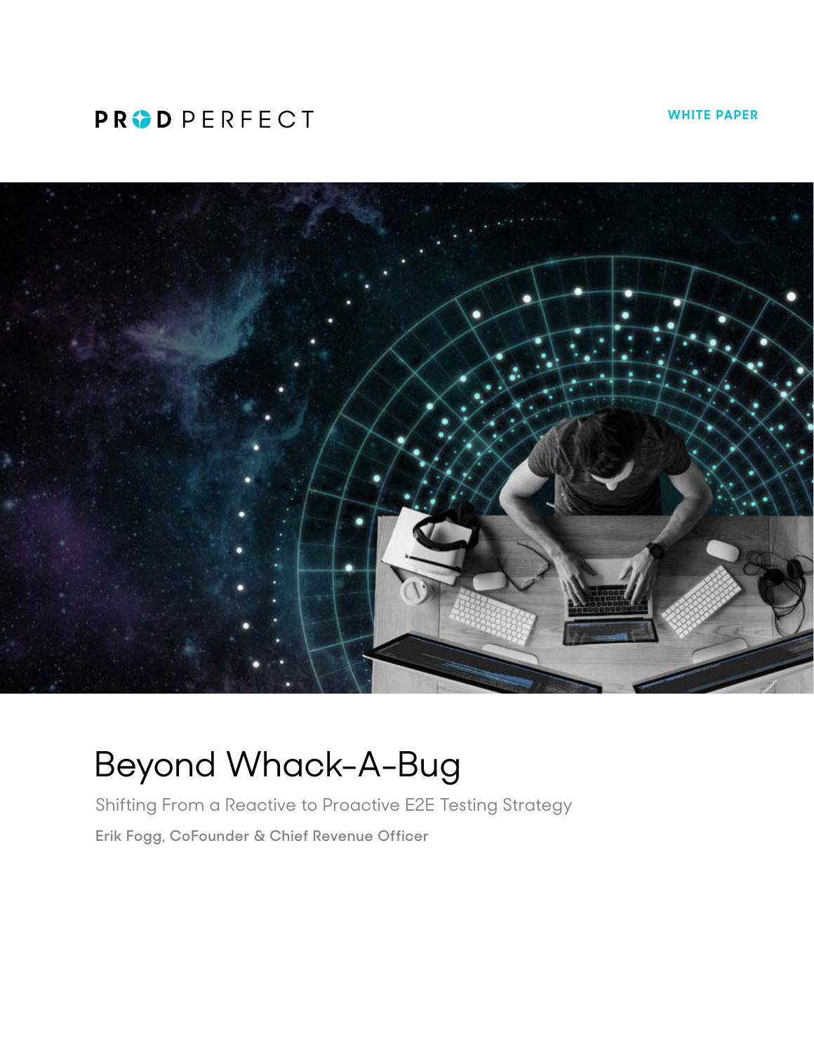PROD PERFECT

WHITE PAPER

# Beyond Whack-A-Bug

Shifting From a Reactive to Proactive E2E Testing Strategy

Erik Fogg, CoFounder & Chief Revenue Officer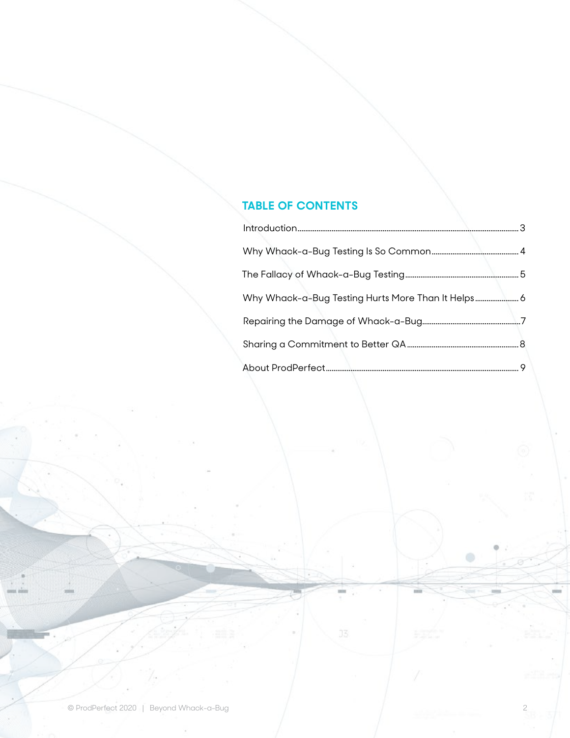## TABLE OF CONTENTS

Introduction.......... 3

Why Whack-a-Bug Testing Is So Common.......... 4

The Fallacy of Whack-a-Bug Testing.......... 5

Why Whack-a-Bug Testing Hurts More Than It Helps.......... 6

Repairing the Damage of Whack-a-Bug.......... 7

Sharing a Commitment to Better QA.......... 8

About ProdPerfect.......... 9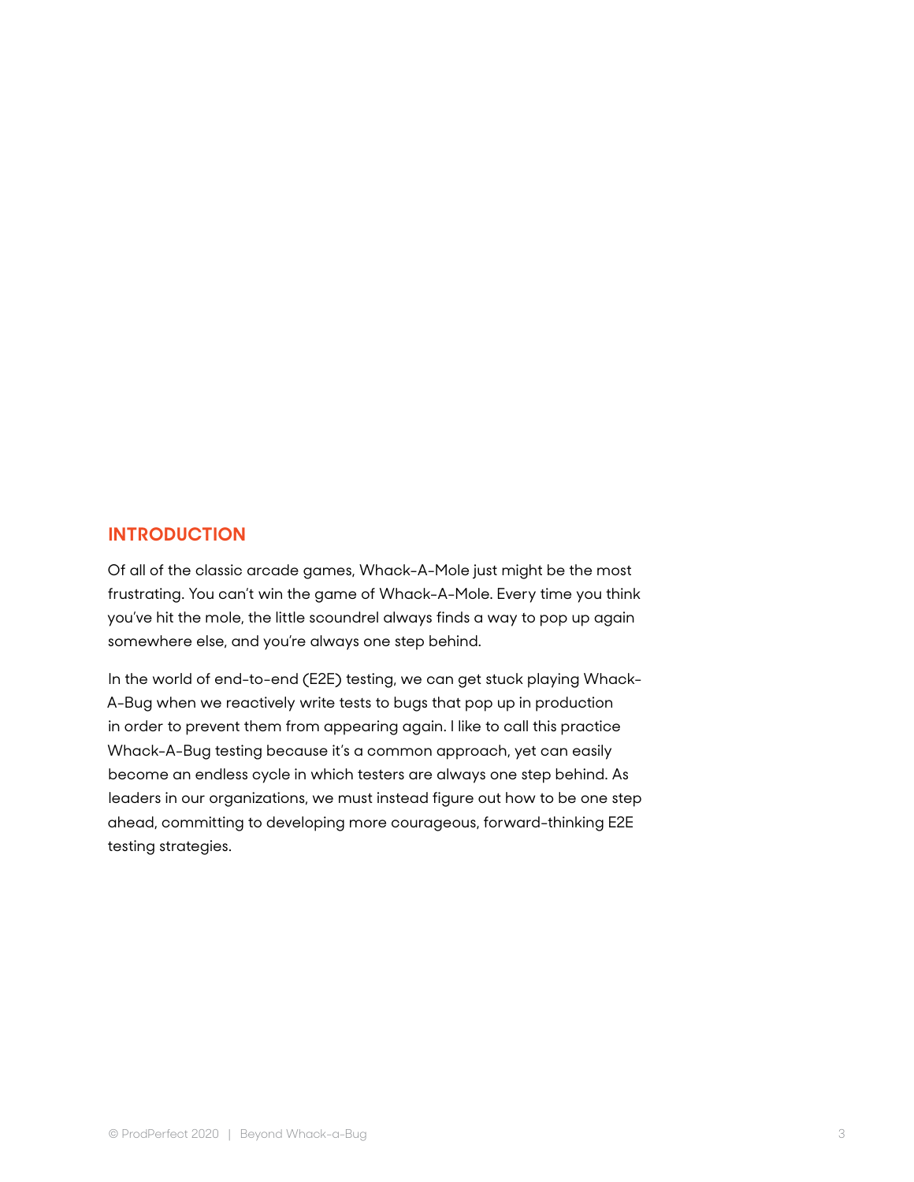## INTRODUCTION

Of all of the classic arcade games, Whack-A-Mole just might be the most frustrating. You can't win the game of Whack-A-Mole. Every time you think you've hit the mole, the little scoundrel always finds a way to pop up again somewhere else, and you're always one step behind.

In the world of end-to-end (E2E) testing, we can get stuck playing Whack-A-Bug when we reactively write tests to bugs that pop up in production in order to prevent them from appearing again. I like to call this practice Whack-A-Bug testing because it's a common approach, yet can easily become an endless cycle in which testers are always one step behind. As leaders in our organizations, we must instead figure out how to be one step ahead, committing to developing more courageous, forward-thinking E2E testing strategies.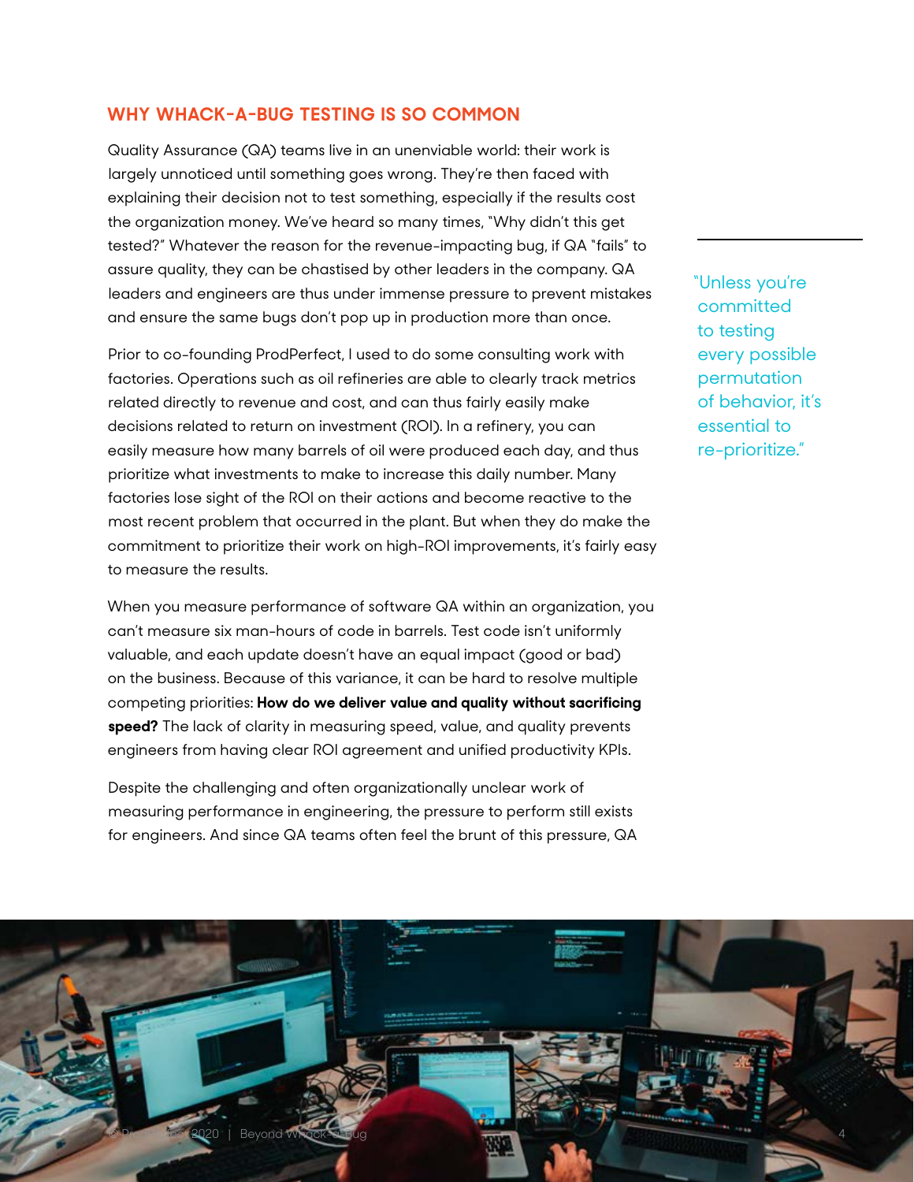## WHY WHACK-A-BUG TESTING IS SO COMMON

Quality Assurance (QA) teams live in an unenviable world: their work is largely unnoticed until something goes wrong. They're then faced with explaining their decision not to test something, especially if the results cost the organization money. We've heard so many times, "Why didn't this get tested?" Whatever the reason for the revenue-impacting bug, if QA "fails" to assure quality, they can be chastised by other leaders in the company. QA leaders and engineers are thus under immense pressure to prevent mistakes and ensure the same bugs don't pop up in production more than once.

> "Unless you're committed to testing every possible permutation of behavior, it's essential to re-prioritize."

Prior to co-founding ProdPerfect, I used to do some consulting work with factories. Operations such as oil refineries are able to clearly track metrics related directly to revenue and cost, and can thus fairly easily make decisions related to return on investment (ROI). In a refinery, you can easily measure how many barrels of oil were produced each day, and thus prioritize what investments to make to increase this daily number. Many factories lose sight of the ROI on their actions and become reactive to the most recent problem that occurred in the plant. But when they do make the commitment to prioritize their work on high-ROI improvements, it's fairly easy to measure the results.

When you measure performance of software QA within an organization, you can't measure six man-hours of code in barrels. Test code isn't uniformly valuable, and each update doesn't have an equal impact (good or bad) on the business. Because of this variance, it can be hard to resolve multiple competing priorities: **How do we deliver value and quality without sacrificing speed?** The lack of clarity in measuring speed, value, and quality prevents engineers from having clear ROI agreement and unified productivity KPIs.

Despite the challenging and often organizationally unclear work of measuring performance in engineering, the pressure to perform still exists for engineers. And since QA teams often feel the brunt of this pressure, QA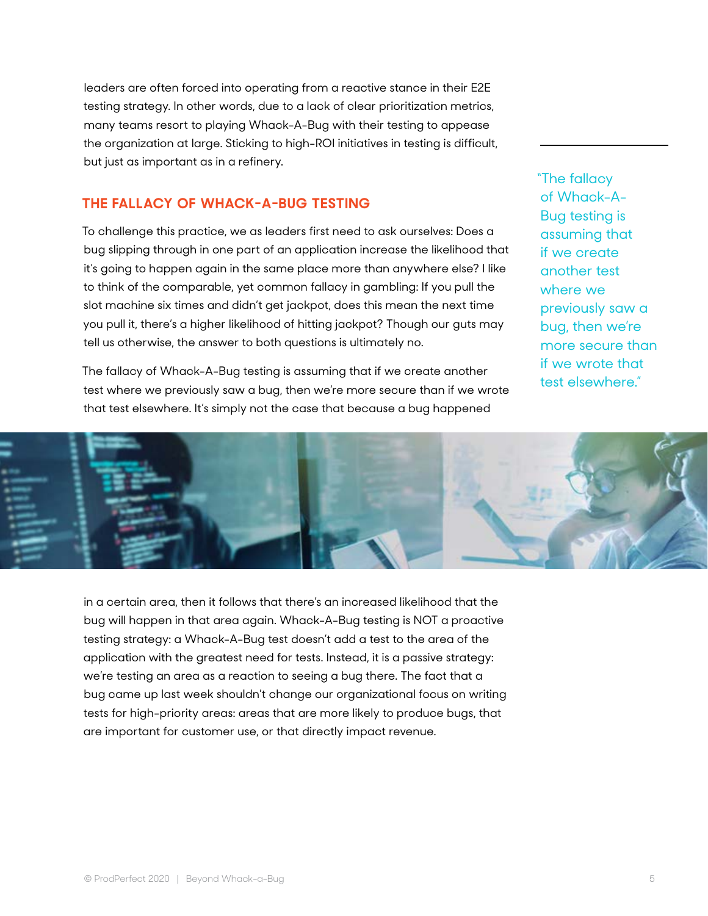leaders are often forced into operating from a reactive stance in their E2E testing strategy. In other words, due to a lack of clear prioritization metrics, many teams resort to playing Whack-A-Bug with their testing to appease the organization at large. Sticking to high-ROI initiatives in testing is difficult, but just as important as in a refinery.

## THE FALLACY OF WHACK-A-BUG TESTING

To challenge this practice, we as leaders first need to ask ourselves: Does a bug slipping through in one part of an application increase the likelihood that it's going to happen again in the same place more than anywhere else? I like to think of the comparable, yet common fallacy in gambling: If you pull the slot machine six times and didn't get jackpot, does this mean the next time you pull it, there's a higher likelihood of hitting jackpot? Though our guts may tell us otherwise, the answer to both questions is ultimately no.

The fallacy of Whack-A-Bug testing is assuming that if we create another test where we previously saw a bug, then we're more secure than if we wrote that test elsewhere. It's simply not the case that because a bug happened in a certain area, then it follows that there's an increased likelihood that the bug will happen in that area again. Whack-A-Bug testing is NOT a proactive testing strategy: a Whack-A-Bug test doesn't add a test to the area of the application with the greatest need for tests. Instead, it is a passive strategy: we're testing an area as a reaction to seeing a bug there. The fact that a bug came up last week shouldn't change our organizational focus on writing tests for high-priority areas: areas that are more likely to produce bugs, that are important for customer use, or that directly impact revenue.

> "The fallacy of Whack-A-Bug testing is assuming that if we create another test where we previously saw a bug, then we're more secure than if we wrote that test elsewhere."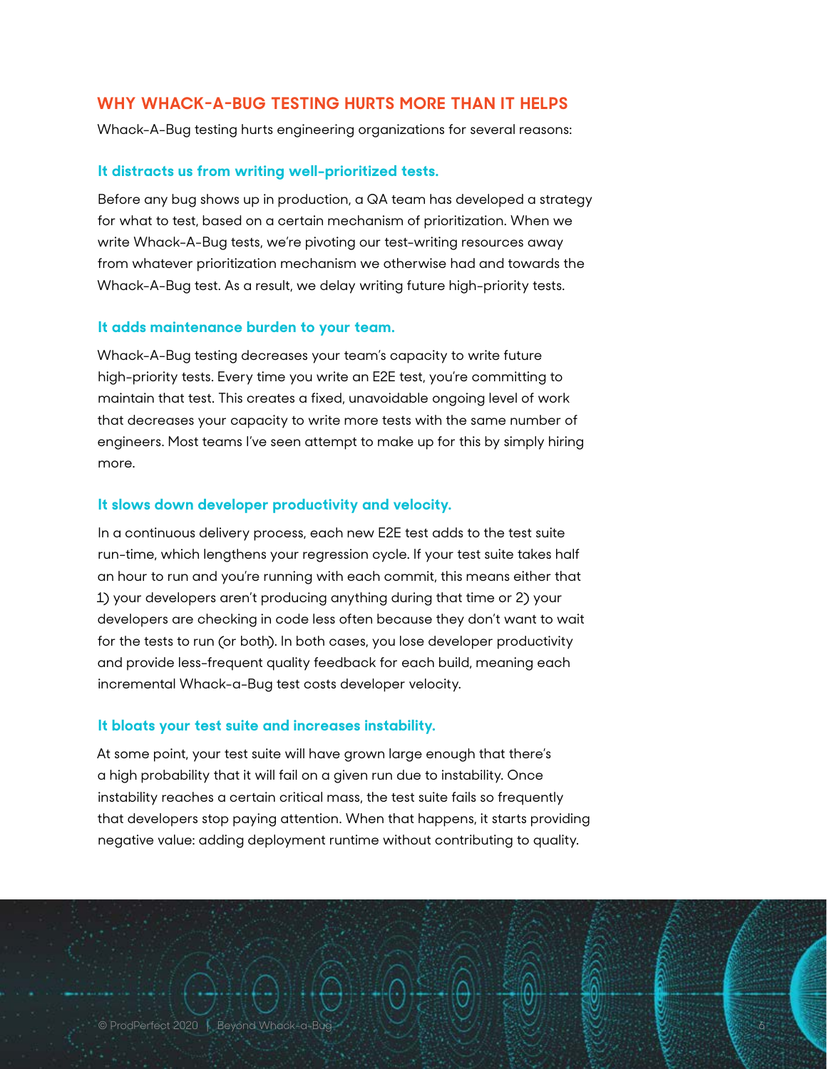## WHY WHACK-A-BUG TESTING HURTS MORE THAN IT HELPS

Whack-A-Bug testing hurts engineering organizations for several reasons:

### It distracts us from writing well-prioritized tests.

Before any bug shows up in production, a QA team has developed a strategy for what to test, based on a certain mechanism of prioritization. When we write Whack-A-Bug tests, we're pivoting our test-writing resources away from whatever prioritization mechanism we otherwise had and towards the Whack-A-Bug test. As a result, we delay writing future high-priority tests.

### It adds maintenance burden to your team.

Whack-A-Bug testing decreases your team's capacity to write future high-priority tests. Every time you write an E2E test, you're committing to maintain that test. This creates a fixed, unavoidable ongoing level of work that decreases your capacity to write more tests with the same number of engineers. Most teams I've seen attempt to make up for this by simply hiring more.

### It slows down developer productivity and velocity.

In a continuous delivery process, each new E2E test adds to the test suite run-time, which lengthens your regression cycle. If your test suite takes half an hour to run and you're running with each commit, this means either that 1) your developers aren't producing anything during that time or 2) your developers are checking in code less often because they don't want to wait for the tests to run (or both). In both cases, you lose developer productivity and provide less-frequent quality feedback for each build, meaning each incremental Whack-a-Bug test costs developer velocity.

### It bloats your test suite and increases instability.

At some point, your test suite will have grown large enough that there's a high probability that it will fail on a given run due to instability. Once instability reaches a certain critical mass, the test suite fails so frequently that developers stop paying attention. When that happens, it starts providing negative value: adding deployment runtime without contributing to quality.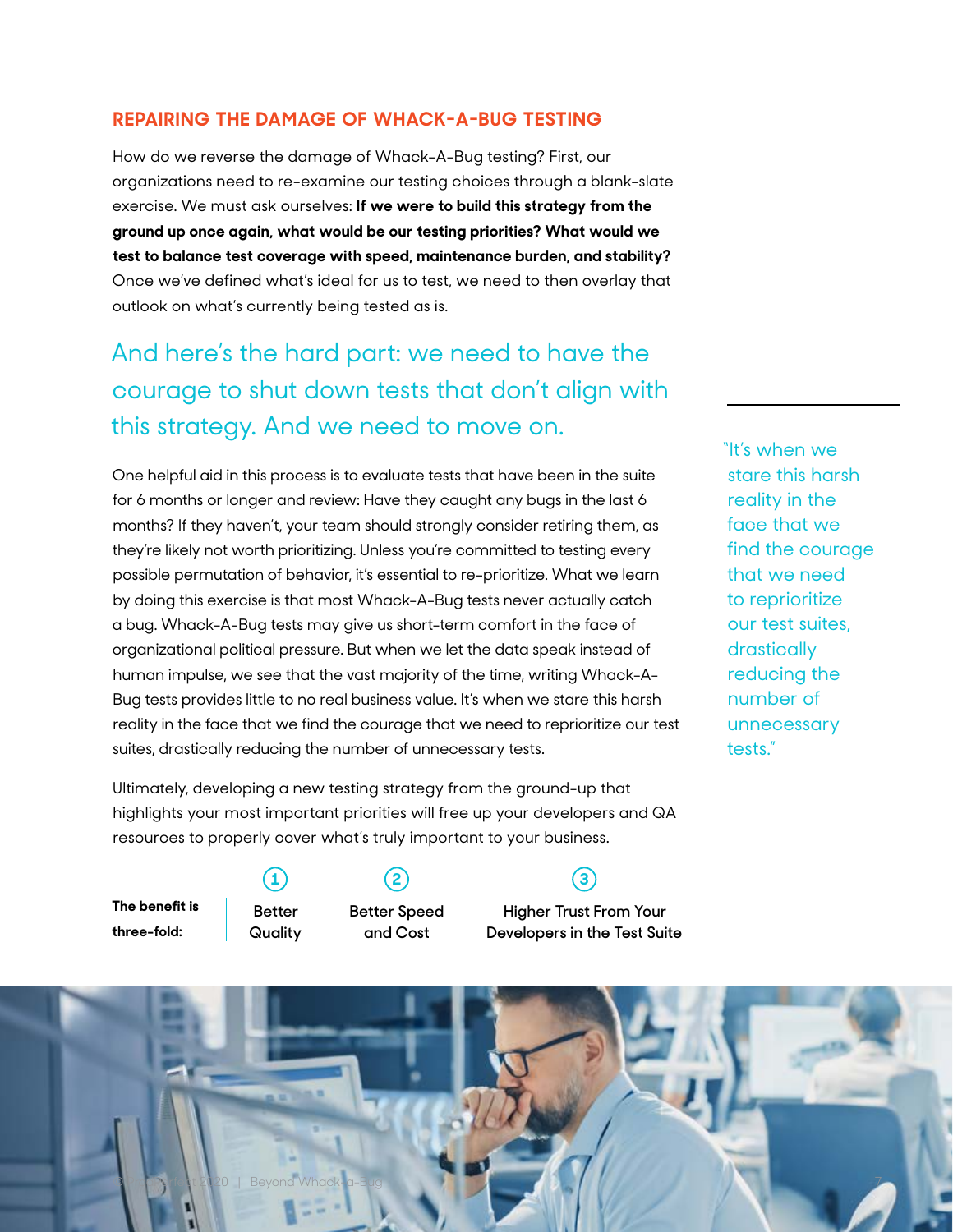## REPAIRING THE DAMAGE OF WHACK-A-BUG TESTING

How do we reverse the damage of Whack-A-Bug testing? First, our organizations need to re-examine our testing choices through a blank-slate exercise. We must ask ourselves: **If we were to build this strategy from the ground up once again, what would be our testing priorities? What would we test to balance test coverage with speed, maintenance burden, and stability?** Once we've defined what's ideal for us to test, we need to then overlay that outlook on what's currently being tested as is.

> And here's the hard part: we need to have the courage to shut down tests that don't align with this strategy. And we need to move on.

One helpful aid in this process is to evaluate tests that have been in the suite for 6 months or longer and review: Have they caught any bugs in the last 6 months? If they haven't, your team should strongly consider retiring them, as they're likely not worth prioritizing. Unless you're committed to testing every possible permutation of behavior, it's essential to re-prioritize. What we learn by doing this exercise is that most Whack-A-Bug tests never actually catch a bug. Whack-A-Bug tests may give us short-term comfort in the face of organizational political pressure. But when we let the data speak instead of human impulse, we see that the vast majority of the time, writing Whack-A-Bug tests provides little to no real business value. It's when we stare this harsh reality in the face that we find the courage that we need to reprioritize our test suites, drastically reducing the number of unnecessary tests.

> "It's when we stare this harsh reality in the face that we find the courage that we need to reprioritize our test suites, drastically reducing the number of unnecessary tests."

Ultimately, developing a new testing strategy from the ground-up that highlights your most important priorities will free up your developers and QA resources to properly cover what's truly important to your business.

**The benefit is three-fold:**

1. Better Quality
2. Better Speed and Cost
3. Higher Trust From Your Developers in the Test Suite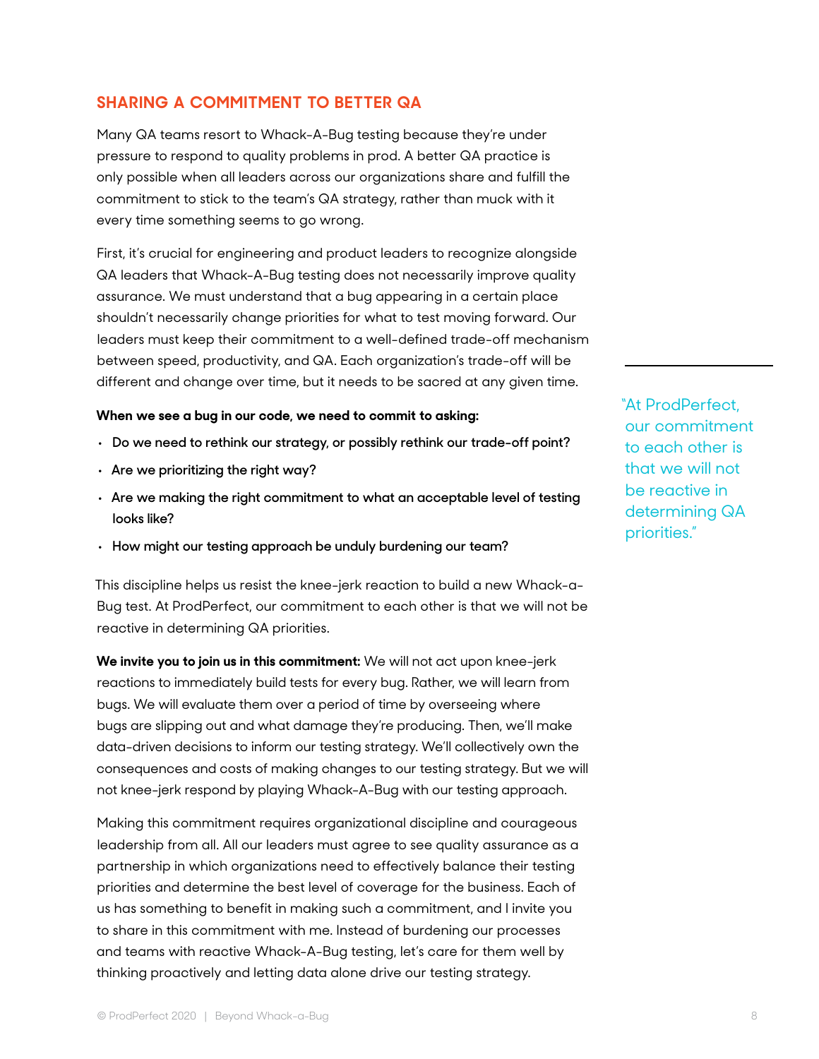## SHARING A COMMITMENT TO BETTER QA

Many QA teams resort to Whack-A-Bug testing because they're under pressure to respond to quality problems in prod. A better QA practice is only possible when all leaders across our organizations share and fulfill the commitment to stick to the team's QA strategy, rather than muck with it every time something seems to go wrong.

First, it's crucial for engineering and product leaders to recognize alongside QA leaders that Whack-A-Bug testing does not necessarily improve quality assurance. We must understand that a bug appearing in a certain place shouldn't necessarily change priorities for what to test moving forward. Our leaders must keep their commitment to a well-defined trade-off mechanism between speed, productivity, and QA. Each organization's trade-off will be different and change over time, but it needs to be sacred at any given time.

**When we see a bug in our code, we need to commit to asking:**

- **Do we need to rethink our strategy, or possibly rethink our trade-off point?**
- **Are we prioritizing the right way?**
- **Are we making the right commitment to what an acceptable level of testing looks like?**
- **How might our testing approach be unduly burdening our team?**

This discipline helps us resist the knee-jerk reaction to build a new Whack-a-Bug test. At ProdPerfect, our commitment to each other is that we will not be reactive in determining QA priorities.

> "At ProdPerfect, our commitment to each other is that we will not be reactive in determining QA priorities."

**We invite you to join us in this commitment:** We will not act upon knee-jerk reactions to immediately build tests for every bug. Rather, we will learn from bugs. We will evaluate them over a period of time by overseeing where bugs are slipping out and what damage they're producing. Then, we'll make data-driven decisions to inform our testing strategy. We'll collectively own the consequences and costs of making changes to our testing strategy. But we will not knee-jerk respond by playing Whack-A-Bug with our testing approach.

Making this commitment requires organizational discipline and courageous leadership from all. All our leaders must agree to see quality assurance as a partnership in which organizations need to effectively balance their testing priorities and determine the best level of coverage for the business. Each of us has something to benefit in making such a commitment, and I invite you to share in this commitment with me. Instead of burdening our processes and teams with reactive Whack-A-Bug testing, let's care for them well by thinking proactively and letting data alone drive our testing strategy.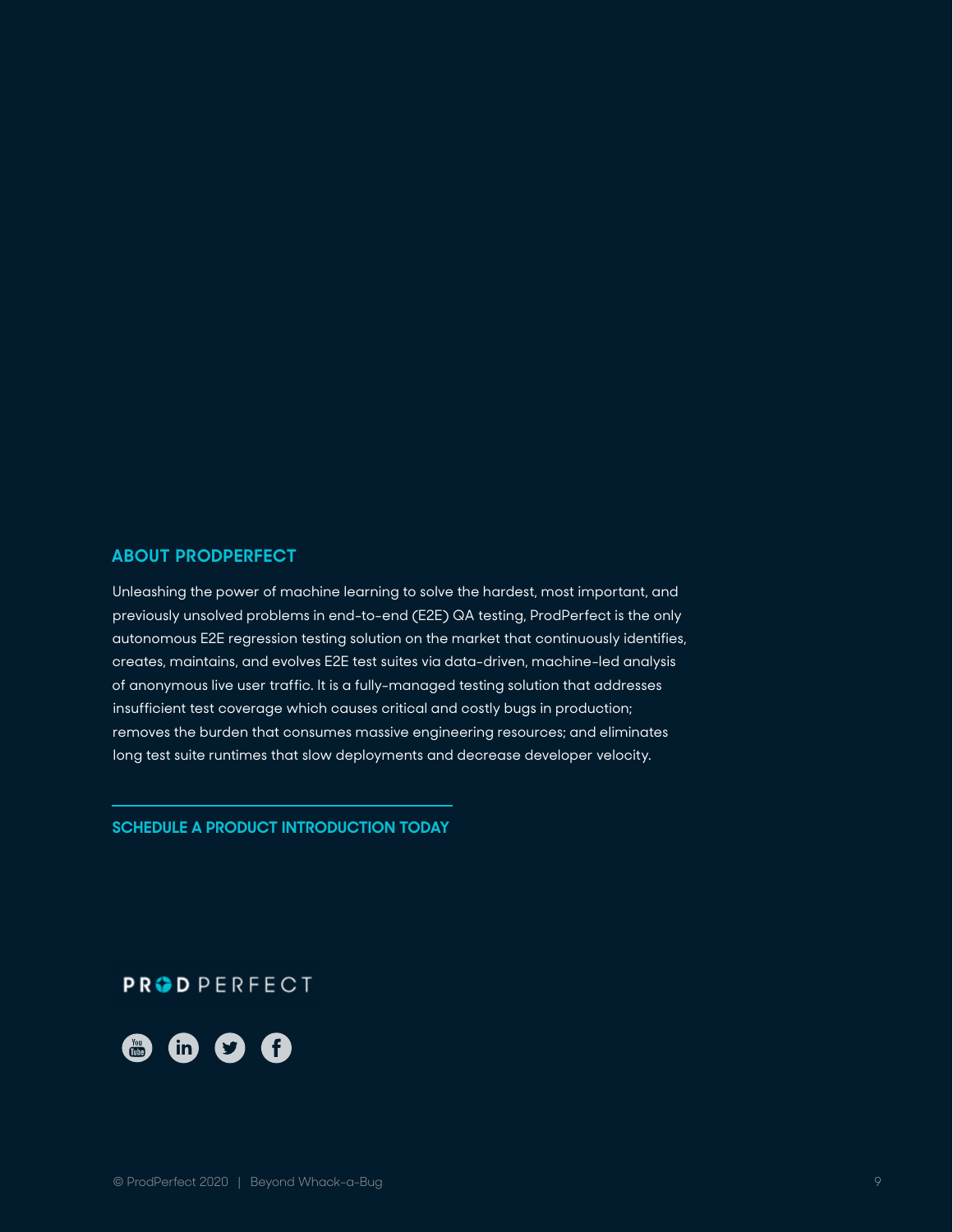## ABOUT PRODPERFECT

Unleashing the power of machine learning to solve the hardest, most important, and previously unsolved problems in end-to-end (E2E) QA testing, ProdPerfect is the only autonomous E2E regression testing solution on the market that continuously identifies, creates, maintains, and evolves E2E test suites via data-driven, machine-led analysis of anonymous live user traffic. It is a fully-managed testing solution that addresses insufficient test coverage which causes critical and costly bugs in production; removes the burden that consumes massive engineering resources; and eliminates long test suite runtimes that slow deployments and decrease developer velocity.

**SCHEDULE A PRODUCT INTRODUCTION TODAY**

PRODPERFECT